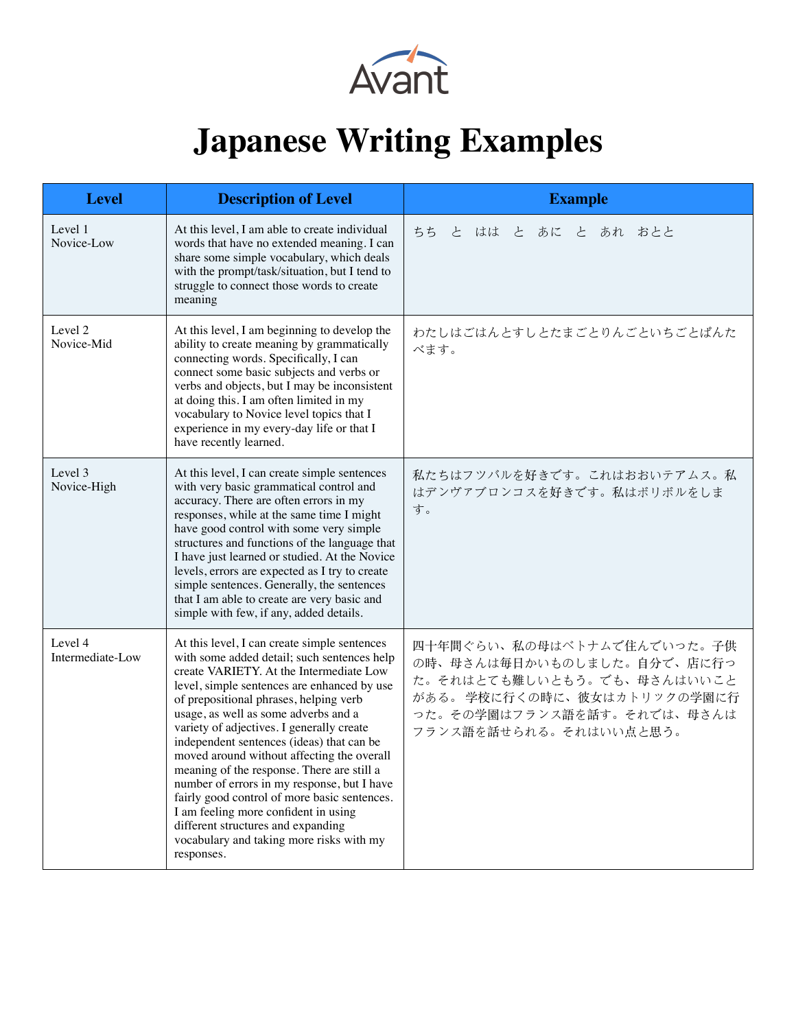Avant

# Japanese Writing Examples

| Level | Description of Level | Example |
|---|---|---|
| Level 1 Novice-Low | At this level, I am able to create individual words that have no extended meaning. I can share some simple vocabulary, which deals with the prompt/task/situation, but I tend to struggle to connect those words to create meaning | ちち　と　はは　と　あに　と　あれ　おとと |
| Level 2 Novice-Mid | At this level, I am beginning to develop the ability to create meaning by grammatically connecting words. Specifically, I can connect some basic subjects and verbs or verbs and objects, but I may be inconsistent at doing this. I am often limited in my vocabulary to Novice level topics that I experience in my every-day life or that I have recently learned. | わたしはごはんとすしとたまごとりんごといちごとぱんたべます。 |
| Level 3 Novice-High | At this level, I can create simple sentences with very basic grammatical control and accuracy. There are often errors in my responses, while at the same time I might have good control with some very simple structures and functions of the language that I have just learned or studied. At the Novice levels, errors are expected as I try to create simple sentences. Generally, the sentences that I am able to create are very basic and simple with few, if any, added details. | 私たちはフツバルを好きです。これはおおいテアムス。私はデンヴァブロンコスを好きです。私はボリボルをします。 |
| Level 4 Intermediate-Low | At this level, I can create simple sentences with some added detail; such sentences help create VARIETY. At the Intermediate Low level, simple sentences are enhanced by use of prepositional phrases, helping verb usage, as well as some adverbs and a variety of adjectives. I generally create independent sentences (ideas) that can be moved around without affecting the overall meaning of the response. There are still a number of errors in my response, but I have fairly good control of more basic sentences. I am feeling more confident in using different structures and expanding vocabulary and taking more risks with my responses. | 四十年間ぐらい、私の母はベトナムで住んでいった。子供の時、母さんは毎日かいものしました。自分で、店に行った。それはとても難しいともう。でも、母さんはいいことがある。 学校に行くの時に、彼女はカトリックの学園に行った。その学園はフランス語を話す。それでは、母さんはフランス語を話せられる。それはいい点と思う。 |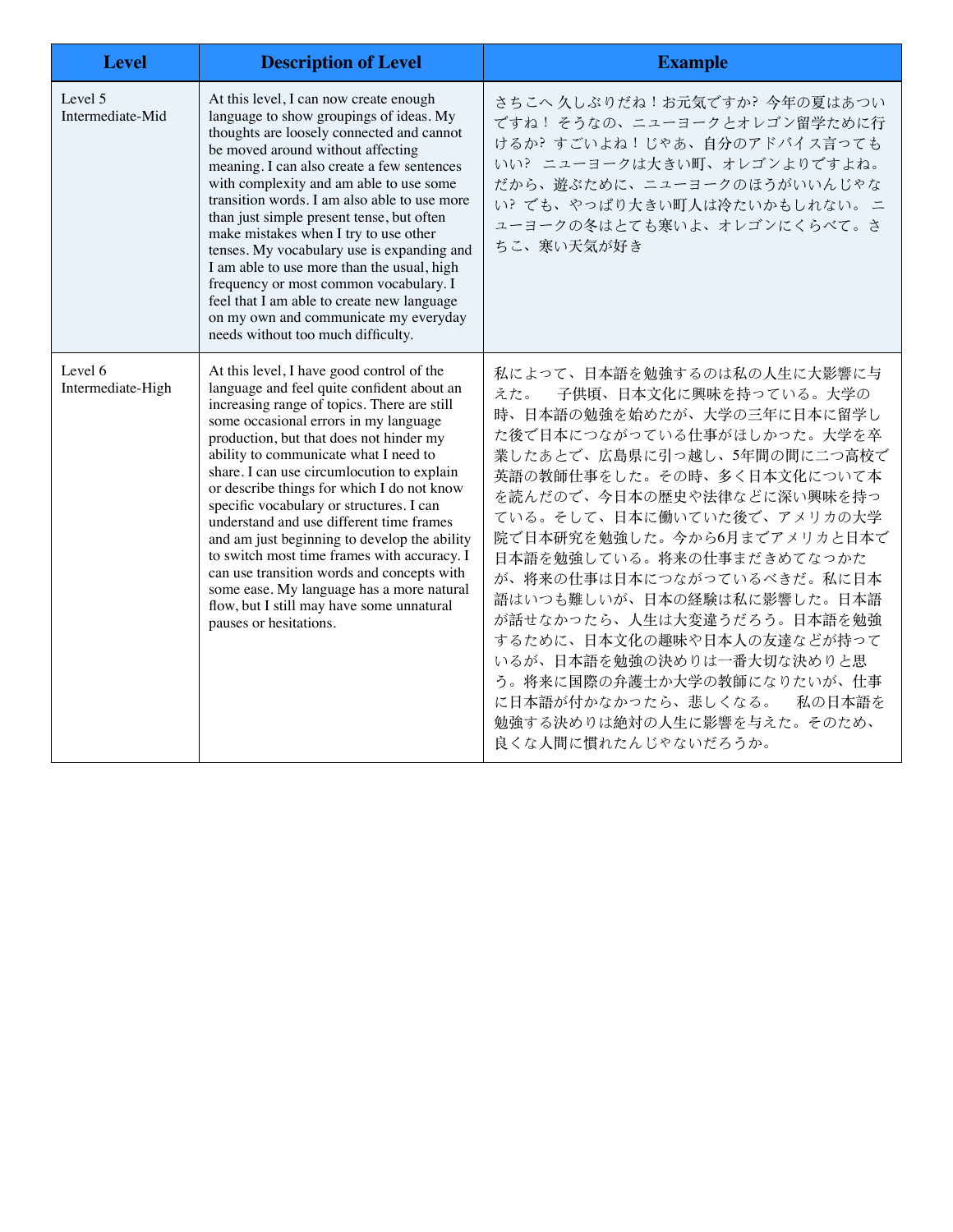| Level | Description of Level | Example |
|---|---|---|
| Level 5 Intermediate-Mid | At this level, I can now create enough language to show groupings of ideas. My thoughts are loosely connected and cannot be moved around without affecting meaning. I can also create a few sentences with complexity and am able to use some transition words. I am also able to use more than just simple present tense, but often make mistakes when I try to use other tenses. My vocabulary use is expanding and I am able to use more than the usual, high frequency or most common vocabulary. I feel that I am able to create new language on my own and communicate my everyday needs without too much difficulty. | さちこへ 久しぶりだね！お元気ですか? 今年の夏はあついですね！ そうなの、ニューヨークとオレゴン留学ために行けるか? すごいよね！じゃあ、自分のアドバイス言ってもいい? ニューヨークは大きい町、オレゴンよりですよね。だから、遊ぶために、ニューヨークのほうがいいんじゃない? でも、やっぱり大きい町人は冷たいかもしれない。 ニューヨークの冬はとても寒いよ、オレゴンにくらべて。さちこ、寒い天気が好き |
| Level 6 Intermediate-High | At this level, I have good control of the language and feel quite confident about an increasing range of topics. There are still some occasional errors in my language production, but that does not hinder my ability to communicate what I need to share. I can use circumlocution to explain or describe things for which I do not know specific vocabulary or structures. I can understand and use different time frames and am just beginning to develop the ability to switch most time frames with accuracy. I can use transition words and concepts with some ease. My language has a more natural flow, but I still may have some unnatural pauses or hesitations. | 私によって、日本語を勉強するのは私の人生に大影響に与えた。　子供頃、日本文化に興味を持っている。大学の時、日本語の勉強を始めたが、大学の三年に日本に留学した後で日本につながっている仕事がほしかった。大学を卒業したあとで、広島県に引っ越し、5年間の間に二つ高校で英語の教師仕事をした。その時、多く日本文化について本を読んだので、今日本の歴史や法律などに深い興味を持っている。そして、日本に働いていた後で、アメリカの大学院で日本研究を勉強した。今から6月までアメリカと日本で日本語を勉強している。将来の仕事まだきめてなっかたが、将来の仕事は日本につながっているべきだ。私に日本語はいつも難しいが、日本の経験は私に影響した。日本語が話せなかったら、人生は大変違うだろう。日本語を勉強するために、日本文化の趣味や日本人の友達などが持っているが、日本語を勉強の決めりは一番大切な決めりと思う。将来に国際の弁護士か大学の教師になりたいが、仕事に日本語が付かなかったら、悲しくなる。　私の日本語を勉強する決めりは絶対の人生に影響を与えた。そのため、良くな人間に慣れたんじゃないだろうか。 |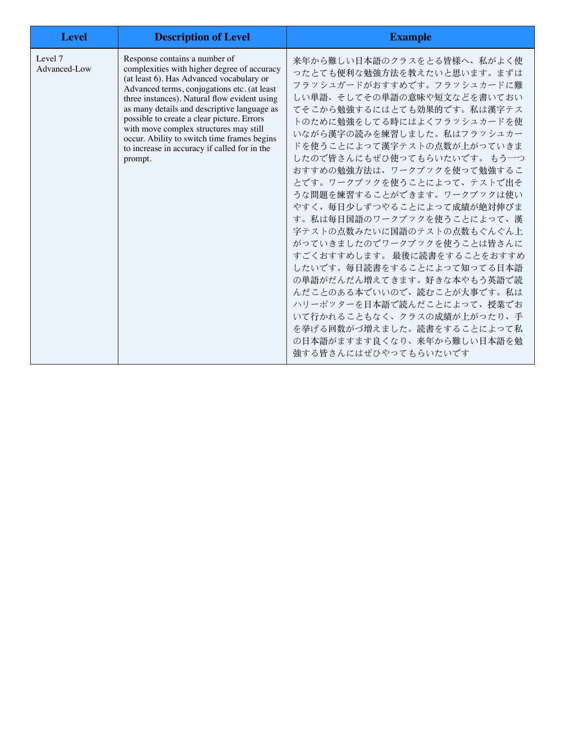| Level | Description of Level | Example |
| --- | --- | --- |
| Level 7 Advanced-Low | Response contains a number of complexities with higher degree of accuracy (at least 6). Has Advanced vocabulary or Advanced terms, conjugations etc. (at least three instances). Natural flow evident using as many details and descriptive language as possible to create a clear picture. Errors with move complex structures may still occur. Ability to switch time frames begins to increase in accuracy if called for in the prompt. | 来年から難しい日本語のクラスをとる皆様へ、私がよく使ったとても便利な勉強方法を教えたいと思います。まずはフラッシュガードがおすすめです。フラッシュカードに難しい単語、そしてその単語の意味や短文などを書いておいてそこから勉強するにはとても効果的です。私は漢字テストのために勉強をしてる時にはよくフラッシュカードを使いながら漢字の読みを練習しました。私はフラッシュカードを使うことによって漢字テストの点数が上がっていきましたので皆さんにもぜひ使ってもらいたいです。 もう一つおすすめの勉強方法は、ワークブックを使って勉強することです。ワークブックを使うことによって、テストで出そうな問題を練習することができます。ワークブックは使いやすく、毎日少しずつやることによって成績が絶対伸びます。私は毎日国語のワークブックを使うことによって、漢字テストの点数みたいに国語のテストの点数もぐんぐん上がっていきましたのでワークブックを使うことは皆さんにすごくおすすめします。 最後に読書をすることをおすすめしたいです。毎日読書をすることによって知ってる日本語の単語がだんだん増えてきます。好きな本やもう英語で読んだことのある本でいいので、読むことが大事です。私はハリーポッターを日本語で読んだことによって、授業でおいて行かれることもなく、クラスの成績が上がったり、手を挙げる回数がづ増えました。読書をすることによって私の日本語がますます良くなり、来年から難しい日本語を勉強する皆さんにはぜひやってもらいたいです |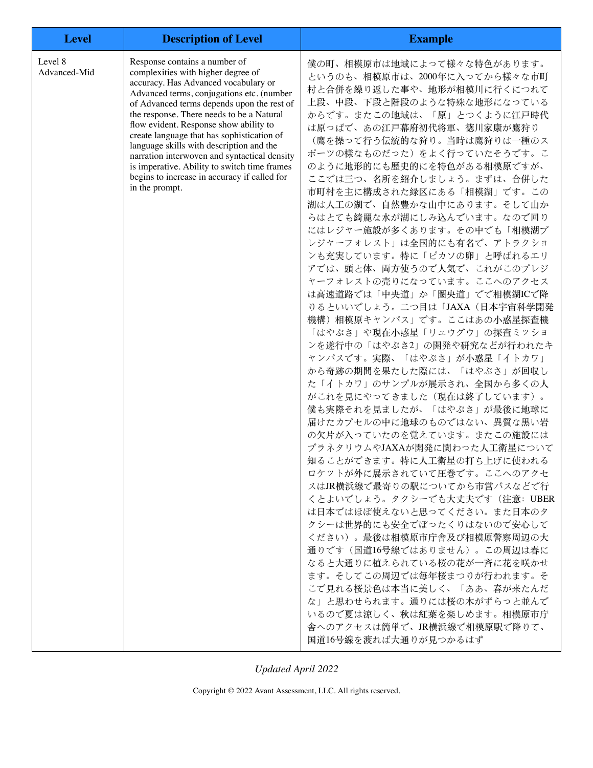| Level | Description of Level | Example |
|---|---|---|
| Level 8 Advanced-Mid | Response contains a number of complexities with higher degree of accuracy. Has Advanced vocabulary or Advanced terms, conjugations etc. (number of Advanced terms depends upon the rest of the response. There needs to be a Natural flow evident. Response show ability to create language that has sophistication of language skills with description and the narration interwoven and syntactical density is imperative. Ability to switch time frames begins to increase in accuracy if called for in the prompt. | 僕の町、相模原市は地域によって様々な特色があります。というのも、相模原市は、2000年に入ってから様々な市町村と合併を繰り返した事や、地形が相模川に行くにつれて上段、中段、下段と階段のような特殊な地形になっているからです。またこの地域は、「原」とつくように江戸時代は原っぱで、あの江戸幕府初代将軍、徳川家康が鷹狩り（鷹を操って行う伝統的な狩り。当時は鷹狩りは一種のスポーツの様なものだった）をよく行っていたそうです。このように地形的にも歴史的にを特色がある相模原ですが、ここでは三つ、名所を紹介しましょう。まずは、合併した市町村を主に構成された緑区にある「相模湖」です。この湖は人工の湖で、自然豊かな山中にあります。そして山からはとても綺麗な水が湖にしみ込んでいます。なので回りにはレジャー施設が多くあります。その中でも「相模湖プレジャーフォレスト」は全国的にも有名で、アトラクションも充実しています。特に「ピカソの卵」と呼ばれるエリアでは、頭と体、両方使うので人気で、これがこのプレジャーフォレストの売りになっています。ここへのアクセスは高速道路では「中央道」か「圏央道」でで相模湖ICで降りるといいでしょう。二つ目は「JAXA（日本宇宙科学開発機構）相模原キャンパス」です。ここはあの小惑星探査機「はやぶさ」や現在小惑星「リュウグウ」の探査ミッションを遂行中の「はやぶさ2」の開発や研究などが行われたキャンパスです。実際、「はやぶさ」が小惑星「イトカワ」から奇跡の期間を果たした際には、「はやぶさ」が回収した「イトカワ」のサンプルが展示され、全国から多くの人がこれを見にやってきました（現在は終了しています）。僕も実際それを見ましたが、「はやぶさ」が最後に地球に届けたカプセルの中に地球のものではない、異質な黒い岩の欠片が入っていたのを覚えています。またこの施設にはプラネタリウムやJAXAが開発に関わった人工衛星について知ることができます。特に人工衛星の打ち上げに使われるロケットが外に展示されていて圧巻です。ここへのアクセスはJR横浜線で最寄りの駅についてから市営バスなどで行くとよいでしょう。タクシーでも大丈夫です（注意：UBERは日本ではほぼ使えないと思ってください。また日本のタクシーは世界的にも安全でぼったくりはないので安心してください）。最後は相模原市庁舎及び相模原警察周辺の大通りです（国道16号線ではありません）。この周辺は春になると大通りに植えられている桜の花が一斉に花を咲かせます。そしてこの周辺では毎年桜まつりが行われます。そこで見れる桜景色は本当に美しく、「ああ、春が来たんだな」と思わせられます。通りには桜の木がずらっと並んでいるので夏は涼しく、秋は紅葉を楽しめます。相模原市庁舎へのアクセスは簡単で、JR横浜線で相模原駅で降りて、国道16号線を渡れば大通りが見つかるはず |

*Updated April 2022*

Copyright © 2022 Avant Assessment, LLC. All rights reserved.